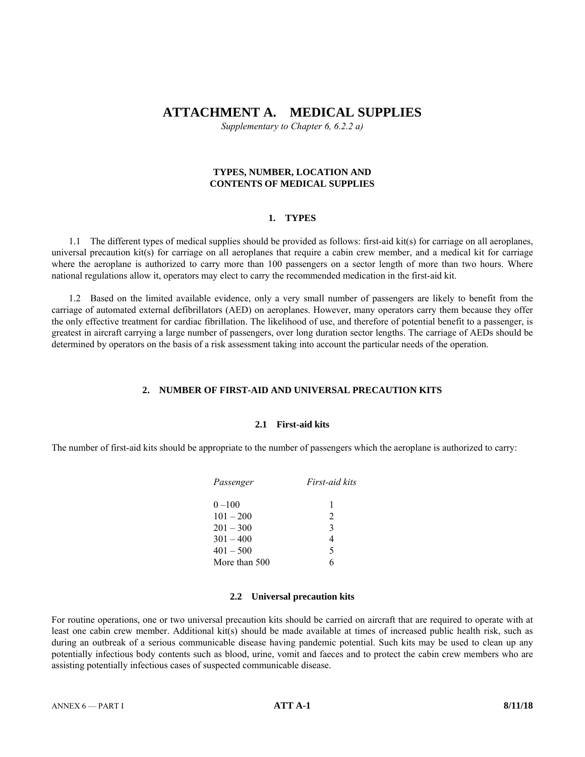# ATTACHMENT A. MEDICAL SUPPLIES

*Supplementary to Chapter 6, 6.2.2 a)*

## TYPES, NUMBER, LOCATION AND CONTENTS OF MEDICAL SUPPLIES

### 1. TYPES

1.1 The different types of medical supplies should be provided as follows: first-aid kit(s) for carriage on all aeroplanes, universal precaution kit(s) for carriage on all aeroplanes that require a cabin crew member, and a medical kit for carriage where the aeroplane is authorized to carry more than 100 passengers on a sector length of more than two hours. Where national regulations allow it, operators may elect to carry the recommended medication in the first-aid kit.

1.2 Based on the limited available evidence, only a very small number of passengers are likely to benefit from the carriage of automated external defibrillators (AED) on aeroplanes. However, many operators carry them because they offer the only effective treatment for cardiac fibrillation. The likelihood of use, and therefore of potential benefit to a passenger, is greatest in aircraft carrying a large number of passengers, over long duration sector lengths. The carriage of AEDs should be determined by operators on the basis of a risk assessment taking into account the particular needs of the operation.

### 2. NUMBER OF FIRST-AID AND UNIVERSAL PRECAUTION KITS

#### 2.1 First-aid kits

The number of first-aid kits should be appropriate to the number of passengers which the aeroplane is authorized to carry:

| *Passenger* | *First-aid kits* |
|---|---|
| 0 –100 | 1 |
| 101 – 200 | 2 |
| 201 – 300 | 3 |
| 301 – 400 | 4 |
| 401 – 500 | 5 |
| More than 500 | 6 |

#### 2.2 Universal precaution kits

For routine operations, one or two universal precaution kits should be carried on aircraft that are required to operate with at least one cabin crew member. Additional kit(s) should be made available at times of increased public health risk, such as during an outbreak of a serious communicable disease having pandemic potential. Such kits may be used to clean up any potentially infectious body contents such as blood, urine, vomit and faeces and to protect the cabin crew members who are assisting potentially infectious cases of suspected communicable disease.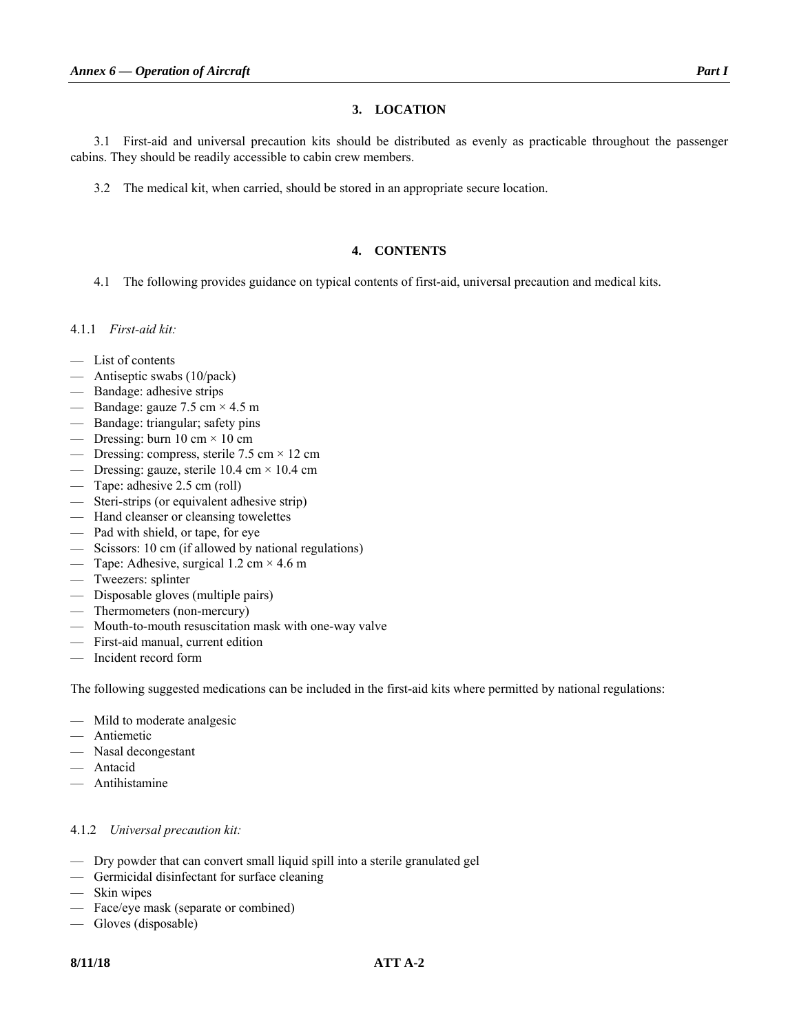## 3. LOCATION

3.1 First-aid and universal precaution kits should be distributed as evenly as practicable throughout the passenger cabins. They should be readily accessible to cabin crew members.

3.2 The medical kit, when carried, should be stored in an appropriate secure location.

## 4. CONTENTS

4.1 The following provides guidance on typical contents of first-aid, universal precaution and medical kits.

4.1.1 *First-aid kit:*

- List of contents
- Antiseptic swabs (10/pack)
- Bandage: adhesive strips
- Bandage: gauze 7.5 cm × 4.5 m
- Bandage: triangular; safety pins
- Dressing: burn 10 cm × 10 cm
- Dressing: compress, sterile 7.5 cm × 12 cm
- Dressing: gauze, sterile 10.4 cm × 10.4 cm
- Tape: adhesive 2.5 cm (roll)
- Steri-strips (or equivalent adhesive strip)
- Hand cleanser or cleansing towelettes
- Pad with shield, or tape, for eye
- Scissors: 10 cm (if allowed by national regulations)
- Tape: Adhesive, surgical 1.2 cm × 4.6 m
- Tweezers: splinter
- Disposable gloves (multiple pairs)
- Thermometers (non-mercury)
- Mouth-to-mouth resuscitation mask with one-way valve
- First-aid manual, current edition
- Incident record form

The following suggested medications can be included in the first-aid kits where permitted by national regulations:

- Mild to moderate analgesic
- Antiemetic
- Nasal decongestant
- Antacid
- Antihistamine

4.1.2 *Universal precaution kit:*

- Dry powder that can convert small liquid spill into a sterile granulated gel
- Germicidal disinfectant for surface cleaning
- Skin wipes
- Face/eye mask (separate or combined)
- Gloves (disposable)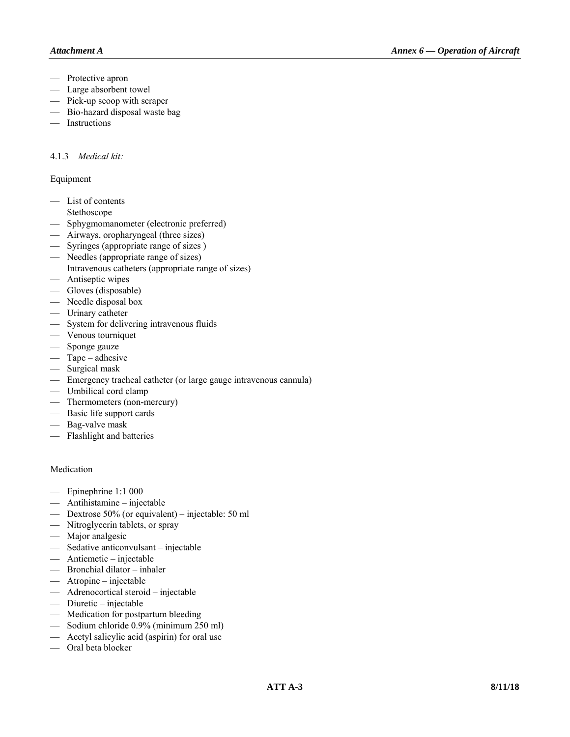- Protective apron
- Large absorbent towel
- Pick-up scoop with scraper
- Bio-hazard disposal waste bag
- Instructions

4.1.3 *Medical kit:*

Equipment

- List of contents
- Stethoscope
- Sphygmomanometer (electronic preferred)
- Airways, oropharyngeal (three sizes)
- Syringes (appropriate range of sizes )
- Needles (appropriate range of sizes)
- Intravenous catheters (appropriate range of sizes)
- Antiseptic wipes
- Gloves (disposable)
- Needle disposal box
- Urinary catheter
- System for delivering intravenous fluids
- Venous tourniquet
- Sponge gauze
- Tape – adhesive
- Surgical mask
- Emergency tracheal catheter (or large gauge intravenous cannula)
- Umbilical cord clamp
- Thermometers (non-mercury)
- Basic life support cards
- Bag-valve mask
- Flashlight and batteries

Medication

- Epinephrine 1:1 000
- Antihistamine – injectable
- Dextrose 50% (or equivalent) – injectable: 50 ml
- Nitroglycerin tablets, or spray
- Major analgesic
- Sedative anticonvulsant – injectable
- Antiemetic – injectable
- Bronchial dilator – inhaler
- Atropine – injectable
- Adrenocortical steroid – injectable
- Diuretic – injectable
- Medication for postpartum bleeding
- Sodium chloride 0.9% (minimum 250 ml)
- Acetyl salicylic acid (aspirin) for oral use
- Oral beta blocker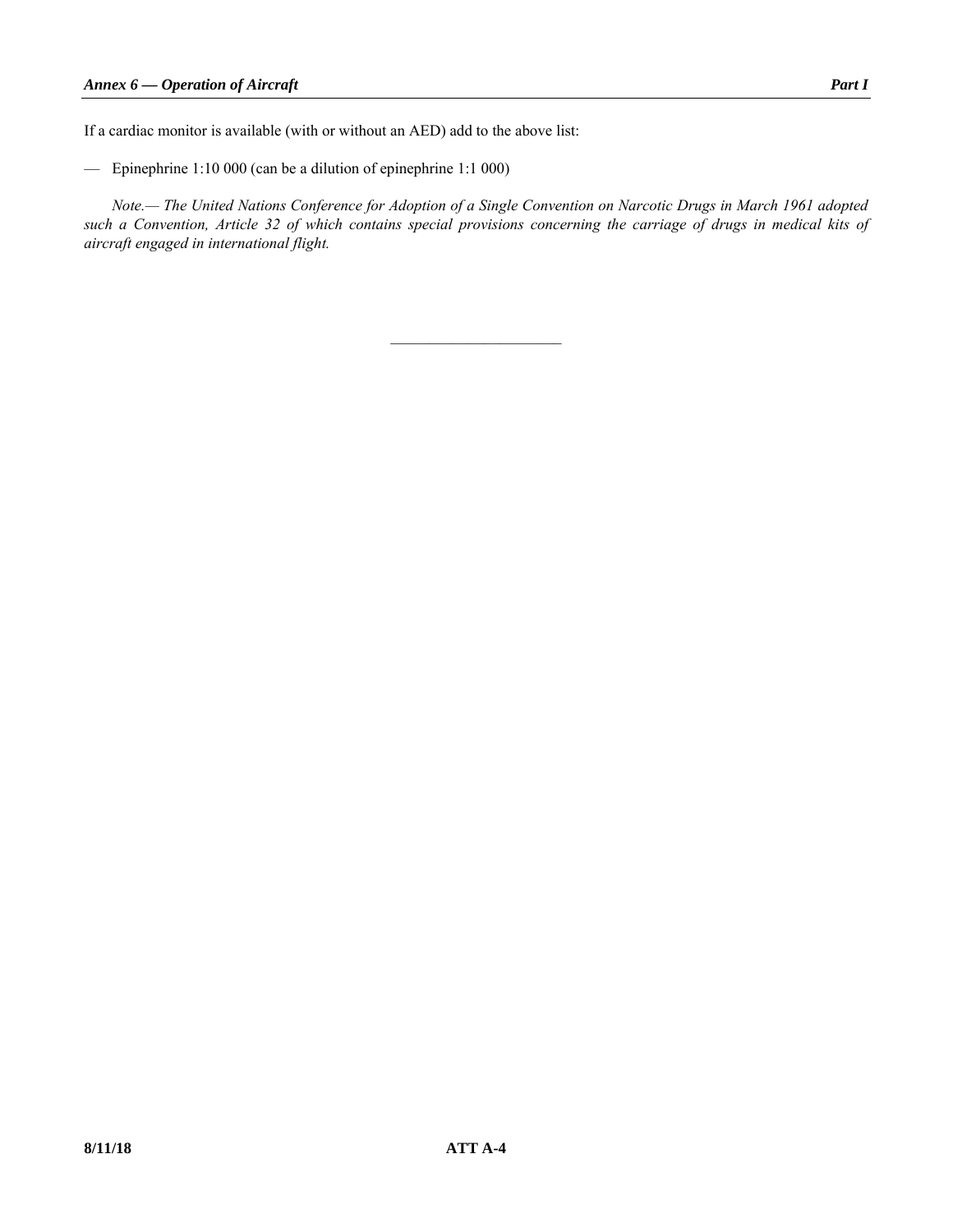If a cardiac monitor is available (with or without an AED) add to the above list:

— Epinephrine 1:10 000 (can be a dilution of epinephrine 1:1 000)

*Note.— The United Nations Conference for Adoption of a Single Convention on Narcotic Drugs in March 1961 adopted such a Convention, Article 32 of which contains special provisions concerning the carriage of drugs in medical kits of aircraft engaged in international flight.*